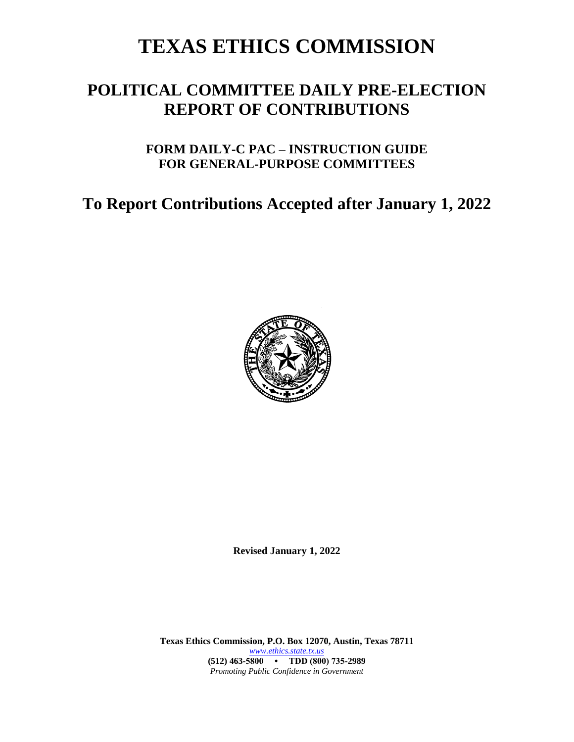# TEXAS ETHICS COMMISSION

## POLITICAL COMMITTEE DAILY PRE-ELECTION REPORT OF CONTRIBUTIONS

### FORM DAILY-C PAC – INSTRUCTION GUIDE FOR GENERAL-PURPOSE COMMITTEES

## To Report Contributions Accepted after January 1, 2022

**Revised January 1, 2022**

**Texas Ethics Commission, P.O. Box 12070, Austin, Texas 78711**
*www.ethics.state.tx.us*
**(512) 463-5800 • TDD (800) 735-2989**
*Promoting Public Confidence in Government*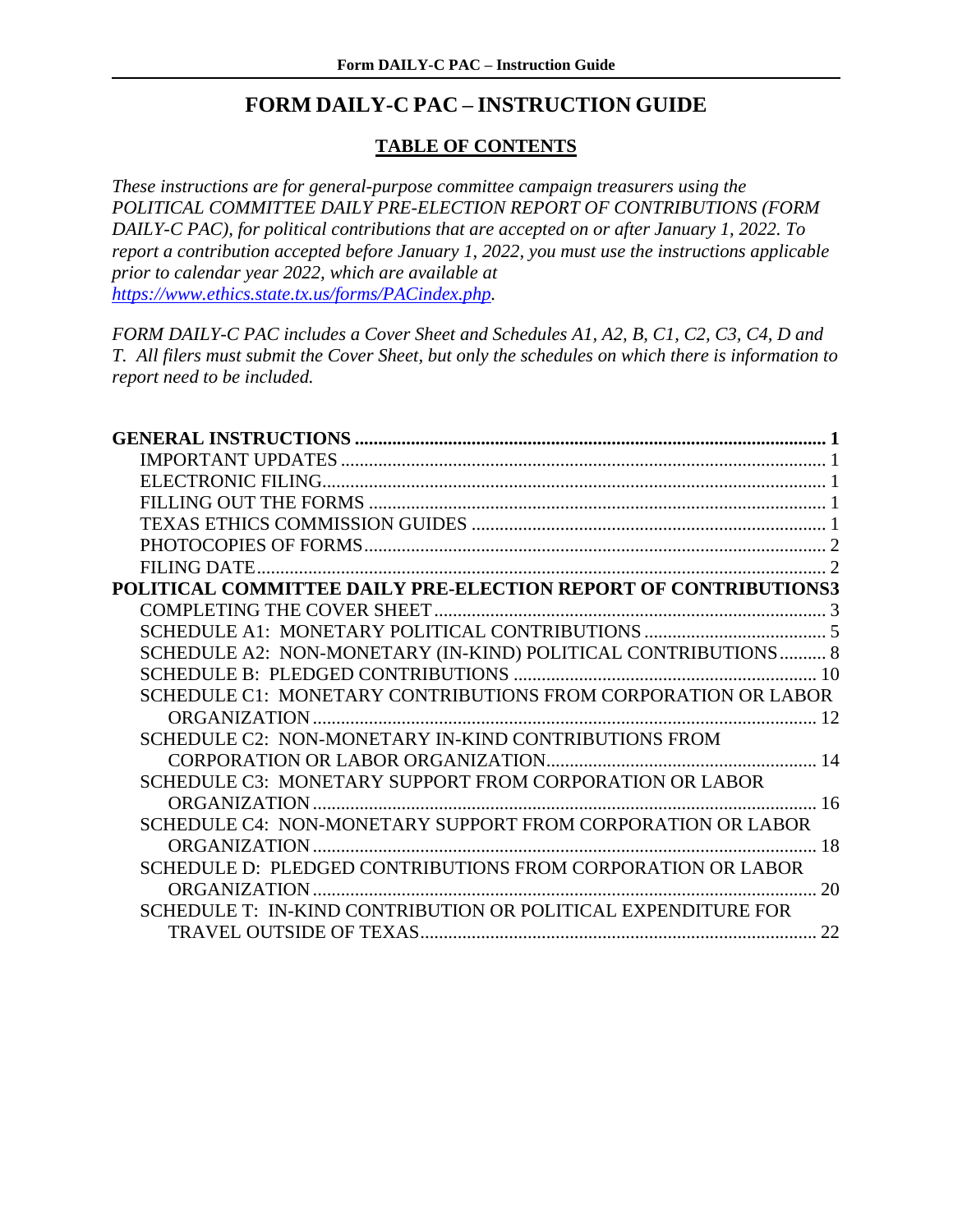# FORM DAILY-C PAC – INSTRUCTION GUIDE

## TABLE OF CONTENTS

*These instructions are for general-purpose committee campaign treasurers using the POLITICAL COMMITTEE DAILY PRE-ELECTION REPORT OF CONTRIBUTIONS (FORM DAILY-C PAC), for political contributions that are accepted on or after January 1, 2022. To report a contribution accepted before January 1, 2022, you must use the instructions applicable prior to calendar year 2022, which are available at [https://www.ethics.state.tx.us/forms/PACindex.php](https://www.ethics.state.tx.us/forms/PACindex.php).*

*FORM DAILY-C PAC includes a Cover Sheet and Schedules A1, A2, B, C1, C2, C3, C4, D and T. All filers must submit the Cover Sheet, but only the schedules on which there is information to report need to be included.*

**GENERAL INSTRUCTIONS** ..... **1**
- IMPORTANT UPDATES ..... 1
- ELECTRONIC FILING ..... 1
- FILLING OUT THE FORMS ..... 1
- TEXAS ETHICS COMMISSION GUIDES ..... 1
- PHOTOCOPIES OF FORMS ..... 2
- FILING DATE ..... 2

**POLITICAL COMMITTEE DAILY PRE-ELECTION REPORT OF CONTRIBUTIONS** ..... **3**
- COMPLETING THE COVER SHEET ..... 3
- SCHEDULE A1: MONETARY POLITICAL CONTRIBUTIONS ..... 5
- SCHEDULE A2: NON-MONETARY (IN-KIND) POLITICAL CONTRIBUTIONS ..... 8
- SCHEDULE B: PLEDGED CONTRIBUTIONS ..... 10
- SCHEDULE C1: MONETARY CONTRIBUTIONS FROM CORPORATION OR LABOR ORGANIZATION ..... 12
- SCHEDULE C2: NON-MONETARY IN-KIND CONTRIBUTIONS FROM CORPORATION OR LABOR ORGANIZATION ..... 14
- SCHEDULE C3: MONETARY SUPPORT FROM CORPORATION OR LABOR ORGANIZATION ..... 16
- SCHEDULE C4: NON-MONETARY SUPPORT FROM CORPORATION OR LABOR ORGANIZATION ..... 18
- SCHEDULE D: PLEDGED CONTRIBUTIONS FROM CORPORATION OR LABOR ORGANIZATION ..... 20
- SCHEDULE T: IN-KIND CONTRIBUTION OR POLITICAL EXPENDITURE FOR TRAVEL OUTSIDE OF TEXAS ..... 22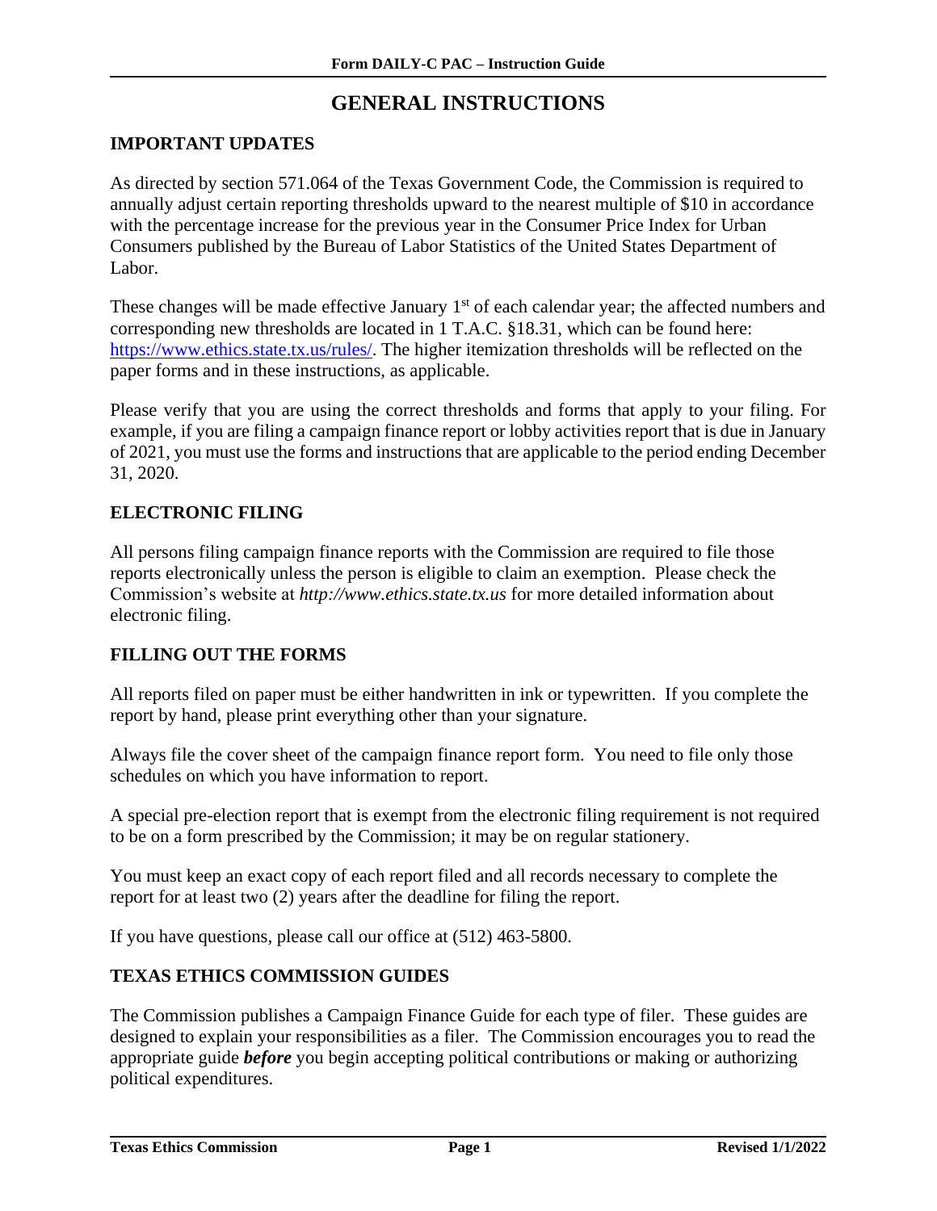# GENERAL INSTRUCTIONS

## IMPORTANT UPDATES

As directed by section 571.064 of the Texas Government Code, the Commission is required to annually adjust certain reporting thresholds upward to the nearest multiple of $10 in accordance with the percentage increase for the previous year in the Consumer Price Index for Urban Consumers published by the Bureau of Labor Statistics of the United States Department of Labor.

These changes will be made effective January 1st of each calendar year; the affected numbers and corresponding new thresholds are located in 1 T.A.C. §18.31, which can be found here: https://www.ethics.state.tx.us/rules/. The higher itemization thresholds will be reflected on the paper forms and in these instructions, as applicable.

Please verify that you are using the correct thresholds and forms that apply to your filing. For example, if you are filing a campaign finance report or lobby activities report that is due in January of 2021, you must use the forms and instructions that are applicable to the period ending December 31, 2020.

## ELECTRONIC FILING

All persons filing campaign finance reports with the Commission are required to file those reports electronically unless the person is eligible to claim an exemption. Please check the Commission's website at *http://www.ethics.state.tx.us* for more detailed information about electronic filing.

## FILLING OUT THE FORMS

All reports filed on paper must be either handwritten in ink or typewritten. If you complete the report by hand, please print everything other than your signature.

Always file the cover sheet of the campaign finance report form. You need to file only those schedules on which you have information to report.

A special pre-election report that is exempt from the electronic filing requirement is not required to be on a form prescribed by the Commission; it may be on regular stationery.

You must keep an exact copy of each report filed and all records necessary to complete the report for at least two (2) years after the deadline for filing the report.

If you have questions, please call our office at (512) 463-5800.

## TEXAS ETHICS COMMISSION GUIDES

The Commission publishes a Campaign Finance Guide for each type of filer. These guides are designed to explain your responsibilities as a filer. The Commission encourages you to read the appropriate guide ***before*** you begin accepting political contributions or making or authorizing political expenditures.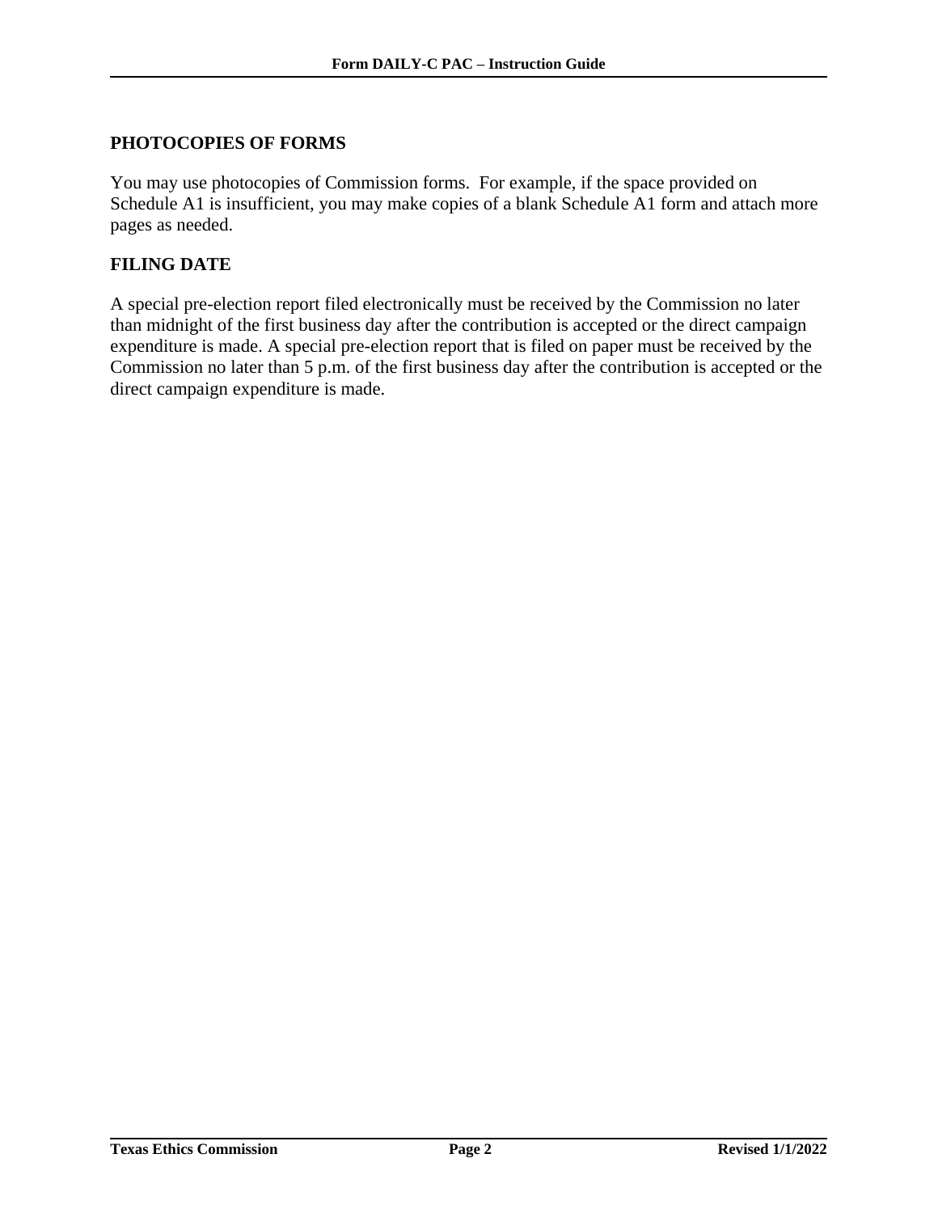## PHOTOCOPIES OF FORMS

You may use photocopies of Commission forms. For example, if the space provided on Schedule A1 is insufficient, you may make copies of a blank Schedule A1 form and attach more pages as needed.

## FILING DATE

A special pre-election report filed electronically must be received by the Commission no later than midnight of the first business day after the contribution is accepted or the direct campaign expenditure is made. A special pre-election report that is filed on paper must be received by the Commission no later than 5 p.m. of the first business day after the contribution is accepted or the direct campaign expenditure is made.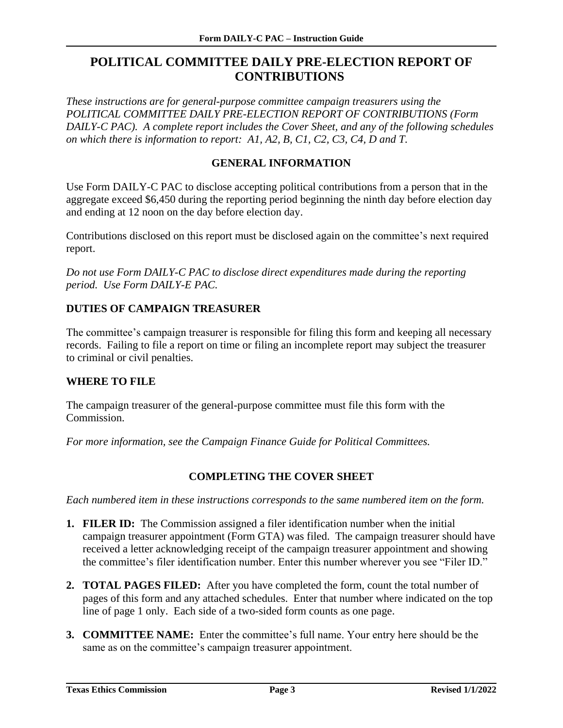# POLITICAL COMMITTEE DAILY PRE-ELECTION REPORT OF CONTRIBUTIONS

*These instructions are for general-purpose committee campaign treasurers using the POLITICAL COMMITTEE DAILY PRE-ELECTION REPORT OF CONTRIBUTIONS (Form DAILY-C PAC). A complete report includes the Cover Sheet, and any of the following schedules on which there is information to report: A1, A2, B, C1, C2, C3, C4, D and T.*

## GENERAL INFORMATION

Use Form DAILY-C PAC to disclose accepting political contributions from a person that in the aggregate exceed $6,450 during the reporting period beginning the ninth day before election day and ending at 12 noon on the day before election day.

Contributions disclosed on this report must be disclosed again on the committee's next required report.

*Do not use Form DAILY-C PAC to disclose direct expenditures made during the reporting period. Use Form DAILY-E PAC.*

### DUTIES OF CAMPAIGN TREASURER

The committee's campaign treasurer is responsible for filing this form and keeping all necessary records. Failing to file a report on time or filing an incomplete report may subject the treasurer to criminal or civil penalties.

### WHERE TO FILE

The campaign treasurer of the general-purpose committee must file this form with the Commission.

*For more information, see the Campaign Finance Guide for Political Committees.*

## COMPLETING THE COVER SHEET

*Each numbered item in these instructions corresponds to the same numbered item on the form.*

1. **FILER ID:** The Commission assigned a filer identification number when the initial campaign treasurer appointment (Form GTA) was filed. The campaign treasurer should have received a letter acknowledging receipt of the campaign treasurer appointment and showing the committee's filer identification number. Enter this number wherever you see "Filer ID."
2. **TOTAL PAGES FILED:** After you have completed the form, count the total number of pages of this form and any attached schedules. Enter that number where indicated on the top line of page 1 only. Each side of a two-sided form counts as one page.
3. **COMMITTEE NAME:** Enter the committee's full name. Your entry here should be the same as on the committee's campaign treasurer appointment.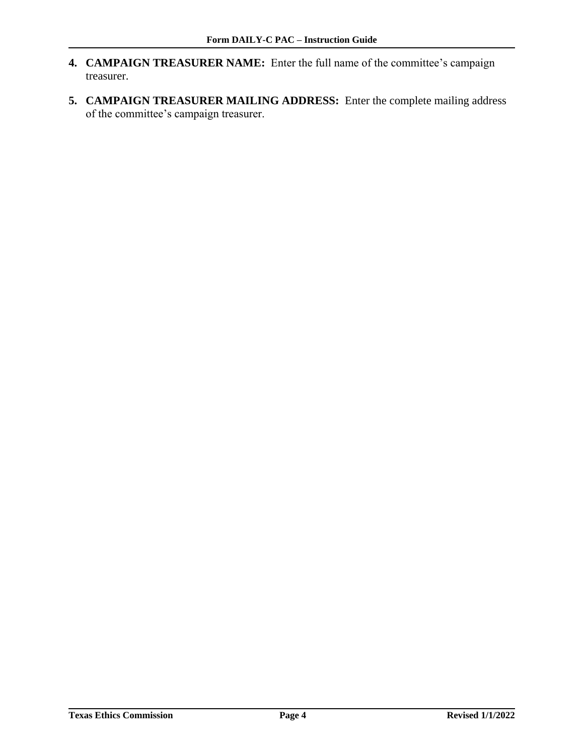4. **CAMPAIGN TREASURER NAME:** Enter the full name of the committee's campaign treasurer.

5. **CAMPAIGN TREASURER MAILING ADDRESS:** Enter the complete mailing address of the committee's campaign treasurer.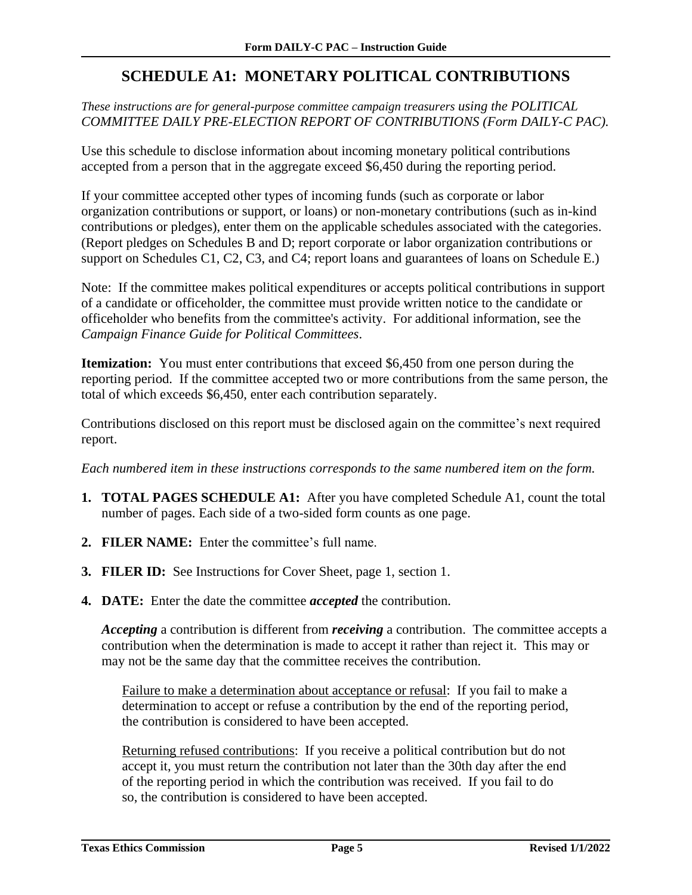# SCHEDULE A1: MONETARY POLITICAL CONTRIBUTIONS

*These instructions are for general-purpose committee campaign treasurers using the POLITICAL COMMITTEE DAILY PRE-ELECTION REPORT OF CONTRIBUTIONS (Form DAILY-C PAC).*

Use this schedule to disclose information about incoming monetary political contributions accepted from a person that in the aggregate exceed $6,450 during the reporting period.

If your committee accepted other types of incoming funds (such as corporate or labor organization contributions or support, or loans) or non-monetary contributions (such as in-kind contributions or pledges), enter them on the applicable schedules associated with the categories. (Report pledges on Schedules B and D; report corporate or labor organization contributions or support on Schedules C1, C2, C3, and C4; report loans and guarantees of loans on Schedule E.)

Note: If the committee makes political expenditures or accepts political contributions in support of a candidate or officeholder, the committee must provide written notice to the candidate or officeholder who benefits from the committee's activity. For additional information, see the *Campaign Finance Guide for Political Committees*.

**Itemization:** You must enter contributions that exceed $6,450 from one person during the reporting period. If the committee accepted two or more contributions from the same person, the total of which exceeds $6,450, enter each contribution separately.

Contributions disclosed on this report must be disclosed again on the committee's next required report.

*Each numbered item in these instructions corresponds to the same numbered item on the form.*

1. **TOTAL PAGES SCHEDULE A1:** After you have completed Schedule A1, count the total number of pages. Each side of a two-sided form counts as one page.

2. **FILER NAME:** Enter the committee's full name.

3. **FILER ID:** See Instructions for Cover Sheet, page 1, section 1.

4. **DATE:** Enter the date the committee ***accepted*** the contribution.

   ***Accepting*** a contribution is different from ***receiving*** a contribution. The committee accepts a contribution when the determination is made to accept it rather than reject it. This may or may not be the same day that the committee receives the contribution.

   Failure to make a determination about acceptance or refusal: If you fail to make a determination to accept or refuse a contribution by the end of the reporting period, the contribution is considered to have been accepted.

   Returning refused contributions: If you receive a political contribution but do not accept it, you must return the contribution not later than the 30th day after the end of the reporting period in which the contribution was received. If you fail to do so, the contribution is considered to have been accepted.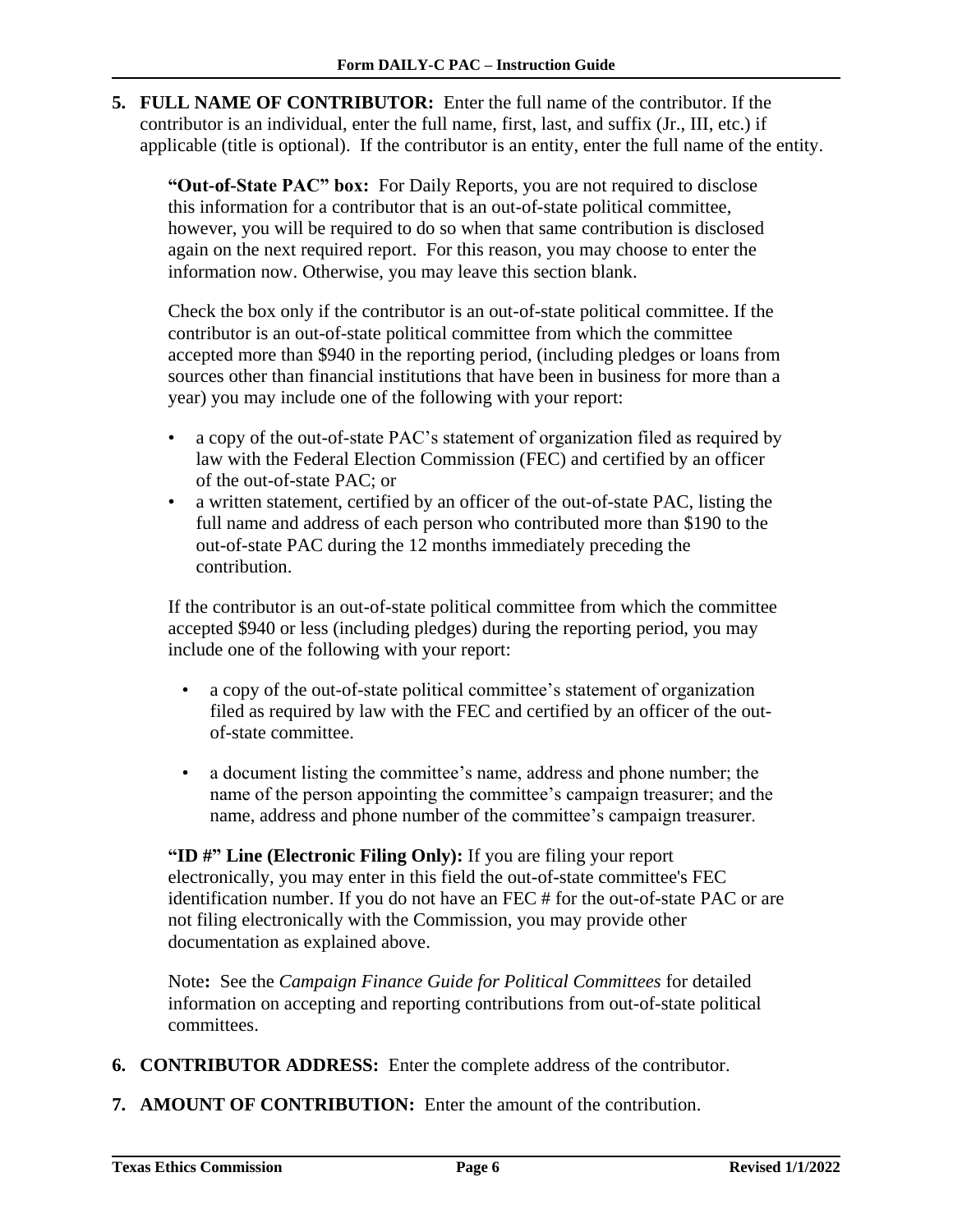**5. FULL NAME OF CONTRIBUTOR:** Enter the full name of the contributor. If the contributor is an individual, enter the full name, first, last, and suffix (Jr., III, etc.) if applicable (title is optional). If the contributor is an entity, enter the full name of the entity.

**"Out-of-State PAC" box:** For Daily Reports, you are not required to disclose this information for a contributor that is an out-of-state political committee, however, you will be required to do so when that same contribution is disclosed again on the next required report. For this reason, you may choose to enter the information now. Otherwise, you may leave this section blank.

Check the box only if the contributor is an out-of-state political committee. If the contributor is an out-of-state political committee from which the committee accepted more than $940 in the reporting period, (including pledges or loans from sources other than financial institutions that have been in business for more than a year) you may include one of the following with your report:

- a copy of the out-of-state PAC's statement of organization filed as required by law with the Federal Election Commission (FEC) and certified by an officer of the out-of-state PAC; or
- a written statement, certified by an officer of the out-of-state PAC, listing the full name and address of each person who contributed more than $190 to the out-of-state PAC during the 12 months immediately preceding the contribution.

If the contributor is an out-of-state political committee from which the committee accepted $940 or less (including pledges) during the reporting period, you may include one of the following with your report:

- a copy of the out-of-state political committee's statement of organization filed as required by law with the FEC and certified by an officer of the out-of-state committee.
- a document listing the committee's name, address and phone number; the name of the person appointing the committee's campaign treasurer; and the name, address and phone number of the committee's campaign treasurer.

**"ID #" Line (Electronic Filing Only):** If you are filing your report electronically, you may enter in this field the out-of-state committee's FEC identification number. If you do not have an FEC # for the out-of-state PAC or are not filing electronically with the Commission, you may provide other documentation as explained above.

Note**:** See the *Campaign Finance Guide for Political Committees* for detailed information on accepting and reporting contributions from out-of-state political committees.

**6. CONTRIBUTOR ADDRESS:** Enter the complete address of the contributor.

**7. AMOUNT OF CONTRIBUTION:** Enter the amount of the contribution.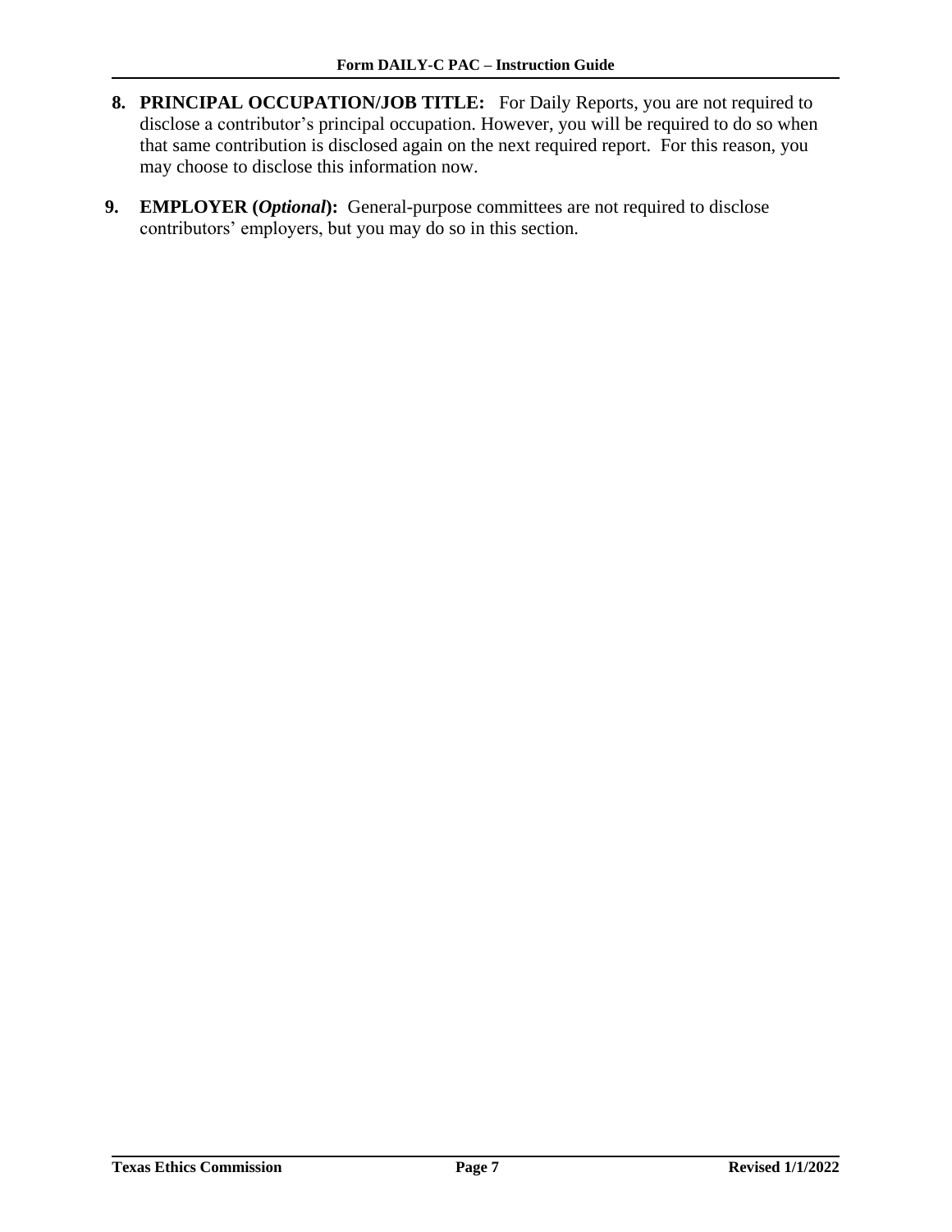8. **PRINCIPAL OCCUPATION/JOB TITLE:** For Daily Reports, you are not required to disclose a contributor's principal occupation. However, you will be required to do so when that same contribution is disclosed again on the next required report. For this reason, you may choose to disclose this information now.

9. **EMPLOYER (*Optional*):** General-purpose committees are not required to disclose contributors' employers, but you may do so in this section.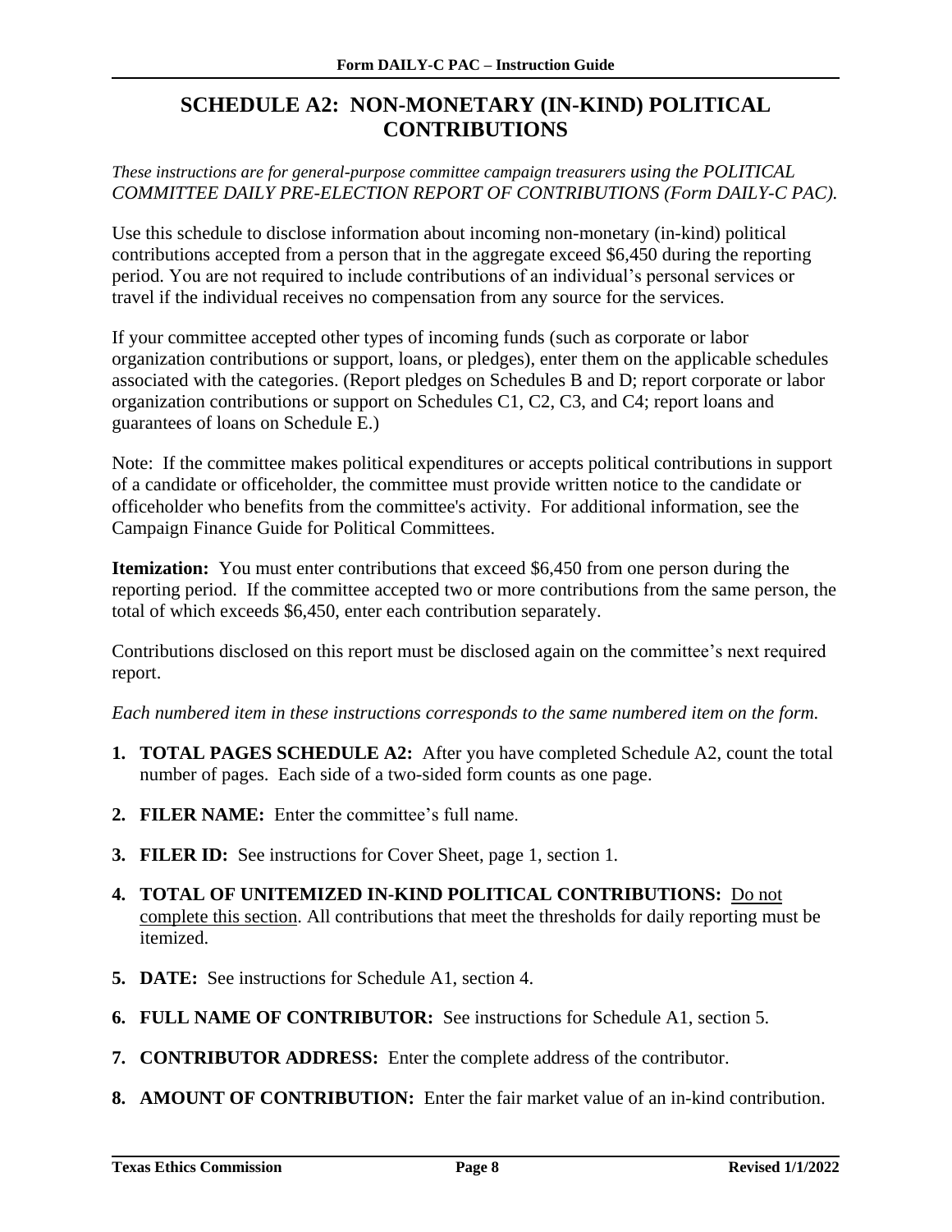# SCHEDULE A2: NON-MONETARY (IN-KIND) POLITICAL CONTRIBUTIONS

*These instructions are for general-purpose committee campaign treasurers using the POLITICAL COMMITTEE DAILY PRE-ELECTION REPORT OF CONTRIBUTIONS (Form DAILY-C PAC).*

Use this schedule to disclose information about incoming non-monetary (in-kind) political contributions accepted from a person that in the aggregate exceed $6,450 during the reporting period. You are not required to include contributions of an individual's personal services or travel if the individual receives no compensation from any source for the services.

If your committee accepted other types of incoming funds (such as corporate or labor organization contributions or support, loans, or pledges), enter them on the applicable schedules associated with the categories. (Report pledges on Schedules B and D; report corporate or labor organization contributions or support on Schedules C1, C2, C3, and C4; report loans and guarantees of loans on Schedule E.)

Note: If the committee makes political expenditures or accepts political contributions in support of a candidate or officeholder, the committee must provide written notice to the candidate or officeholder who benefits from the committee's activity. For additional information, see the Campaign Finance Guide for Political Committees.

**Itemization:** You must enter contributions that exceed $6,450 from one person during the reporting period. If the committee accepted two or more contributions from the same person, the total of which exceeds $6,450, enter each contribution separately.

Contributions disclosed on this report must be disclosed again on the committee's next required report.

*Each numbered item in these instructions corresponds to the same numbered item on the form.*

1. **TOTAL PAGES SCHEDULE A2:** After you have completed Schedule A2, count the total number of pages. Each side of a two-sided form counts as one page.
2. **FILER NAME:** Enter the committee's full name.
3. **FILER ID:** See instructions for Cover Sheet, page 1, section 1.
4. **TOTAL OF UNITEMIZED IN-KIND POLITICAL CONTRIBUTIONS:** Do not complete this section. All contributions that meet the thresholds for daily reporting must be itemized.
5. **DATE:** See instructions for Schedule A1, section 4.
6. **FULL NAME OF CONTRIBUTOR:** See instructions for Schedule A1, section 5.
7. **CONTRIBUTOR ADDRESS:** Enter the complete address of the contributor.
8. **AMOUNT OF CONTRIBUTION:** Enter the fair market value of an in-kind contribution.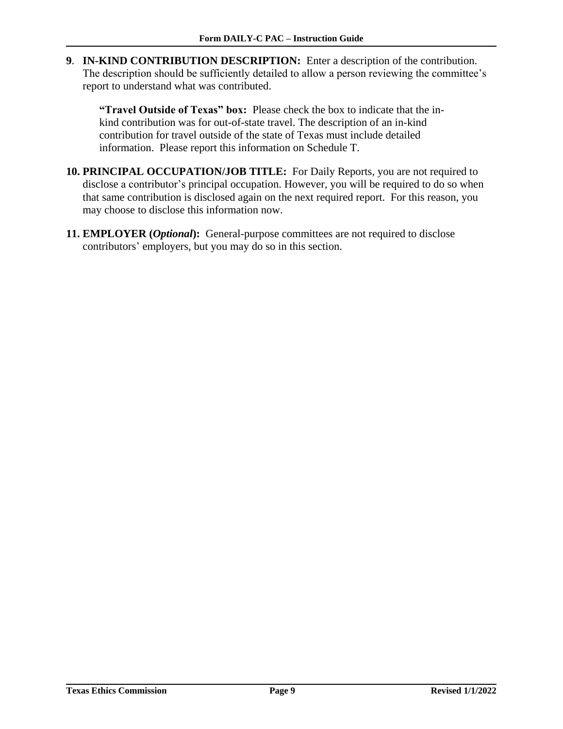**9**. **IN-KIND CONTRIBUTION DESCRIPTION:** Enter a description of the contribution. The description should be sufficiently detailed to allow a person reviewing the committee's report to understand what was contributed.

> **"Travel Outside of Texas" box:** Please check the box to indicate that the in-kind contribution was for out-of-state travel. The description of an in-kind contribution for travel outside of the state of Texas must include detailed information. Please report this information on Schedule T.

**10. PRINCIPAL OCCUPATION/JOB TITLE:** For Daily Reports, you are not required to disclose a contributor's principal occupation. However, you will be required to do so when that same contribution is disclosed again on the next required report. For this reason, you may choose to disclose this information now.

**11. EMPLOYER (*Optional*):** General-purpose committees are not required to disclose contributors' employers, but you may do so in this section.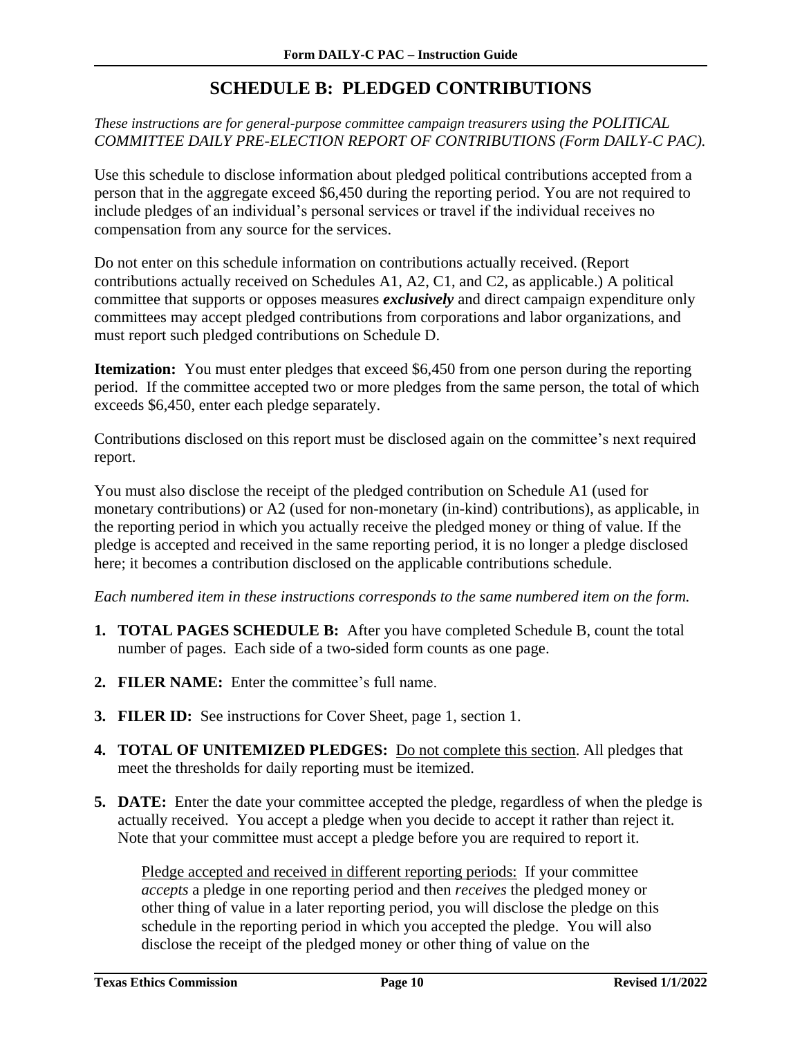# SCHEDULE B: PLEDGED CONTRIBUTIONS

*These instructions are for general-purpose committee campaign treasurers using the POLITICAL COMMITTEE DAILY PRE-ELECTION REPORT OF CONTRIBUTIONS (Form DAILY-C PAC).*

Use this schedule to disclose information about pledged political contributions accepted from a person that in the aggregate exceed $6,450 during the reporting period. You are not required to include pledges of an individual's personal services or travel if the individual receives no compensation from any source for the services.

Do not enter on this schedule information on contributions actually received. (Report contributions actually received on Schedules A1, A2, C1, and C2, as applicable.) A political committee that supports or opposes measures ***exclusively*** and direct campaign expenditure only committees may accept pledged contributions from corporations and labor organizations, and must report such pledged contributions on Schedule D.

**Itemization:** You must enter pledges that exceed $6,450 from one person during the reporting period. If the committee accepted two or more pledges from the same person, the total of which exceeds $6,450, enter each pledge separately.

Contributions disclosed on this report must be disclosed again on the committee's next required report.

You must also disclose the receipt of the pledged contribution on Schedule A1 (used for monetary contributions) or A2 (used for non-monetary (in-kind) contributions), as applicable, in the reporting period in which you actually receive the pledged money or thing of value. If the pledge is accepted and received in the same reporting period, it is no longer a pledge disclosed here; it becomes a contribution disclosed on the applicable contributions schedule.

*Each numbered item in these instructions corresponds to the same numbered item on the form.*

1. **TOTAL PAGES SCHEDULE B:** After you have completed Schedule B, count the total number of pages. Each side of a two-sided form counts as one page.

2. **FILER NAME:** Enter the committee's full name.

3. **FILER ID:** See instructions for Cover Sheet, page 1, section 1.

4. **TOTAL OF UNITEMIZED PLEDGES:** <u>Do not complete this section</u>. All pledges that meet the thresholds for daily reporting must be itemized.

5. **DATE:** Enter the date your committee accepted the pledge, regardless of when the pledge is actually received. You accept a pledge when you decide to accept it rather than reject it. Note that your committee must accept a pledge before you are required to report it.

   <u>Pledge accepted and received in different reporting periods:</u> If your committee *accepts* a pledge in one reporting period and then *receives* the pledged money or other thing of value in a later reporting period, you will disclose the pledge on this schedule in the reporting period in which you accepted the pledge. You will also disclose the receipt of the pledged money or other thing of value on the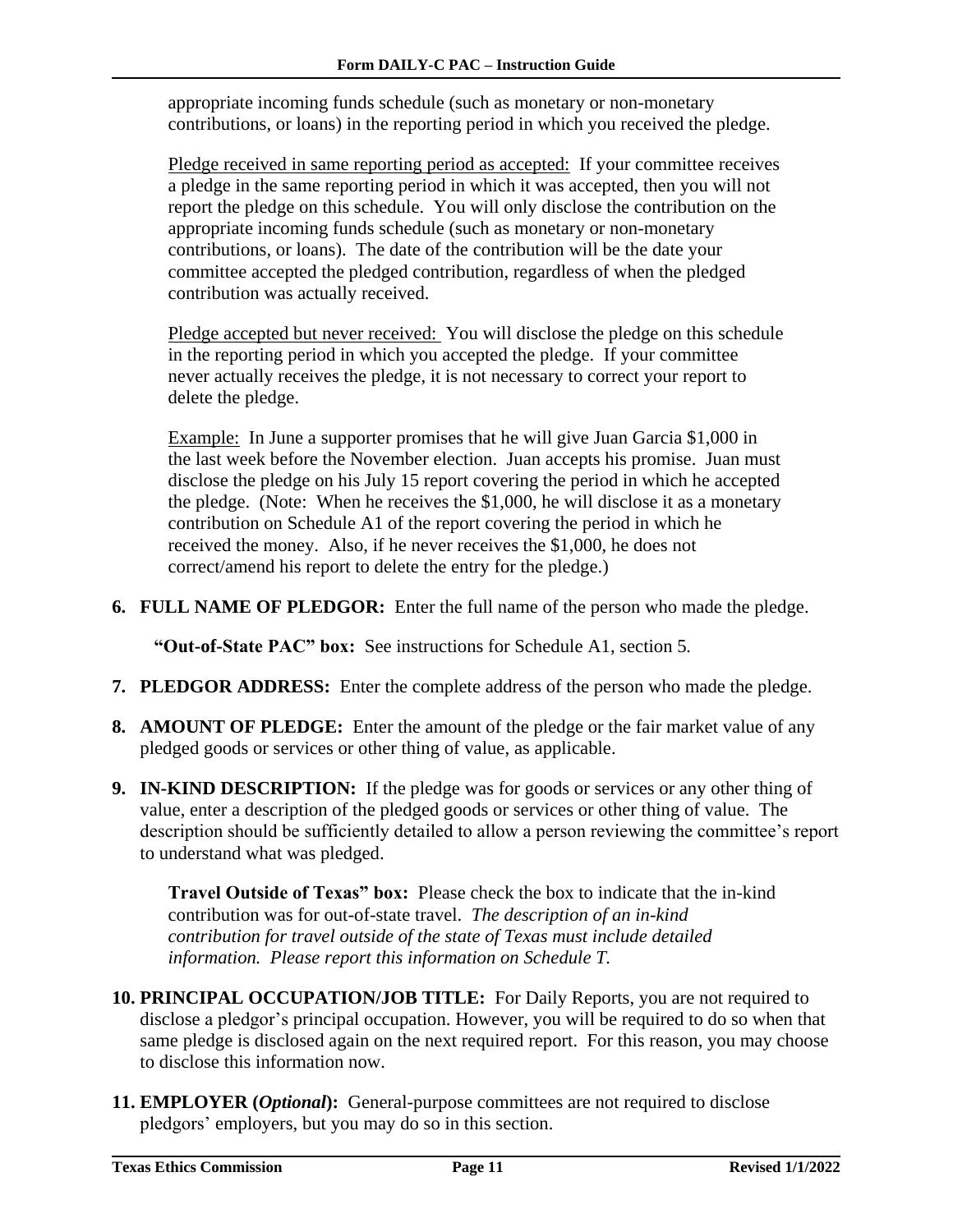appropriate incoming funds schedule (such as monetary or non-monetary contributions, or loans) in the reporting period in which you received the pledge.

Pledge received in same reporting period as accepted: If your committee receives a pledge in the same reporting period in which it was accepted, then you will not report the pledge on this schedule. You will only disclose the contribution on the appropriate incoming funds schedule (such as monetary or non-monetary contributions, or loans). The date of the contribution will be the date your committee accepted the pledged contribution, regardless of when the pledged contribution was actually received.

Pledge accepted but never received: You will disclose the pledge on this schedule in the reporting period in which you accepted the pledge. If your committee never actually receives the pledge, it is not necessary to correct your report to delete the pledge.

Example: In June a supporter promises that he will give Juan Garcia $1,000 in the last week before the November election. Juan accepts his promise. Juan must disclose the pledge on his July 15 report covering the period in which he accepted the pledge. (Note: When he receives the $1,000, he will disclose it as a monetary contribution on Schedule A1 of the report covering the period in which he received the money. Also, if he never receives the $1,000, he does not correct/amend his report to delete the entry for the pledge.)

6. **FULL NAME OF PLEDGOR:** Enter the full name of the person who made the pledge.

   **"Out-of-State PAC" box:** See instructions for Schedule A1, section 5.

7. **PLEDGOR ADDRESS:** Enter the complete address of the person who made the pledge.

8. **AMOUNT OF PLEDGE:** Enter the amount of the pledge or the fair market value of any pledged goods or services or other thing of value, as applicable.

9. **IN-KIND DESCRIPTION:** If the pledge was for goods or services or any other thing of value, enter a description of the pledged goods or services or other thing of value. The description should be sufficiently detailed to allow a person reviewing the committee's report to understand what was pledged.

   **Travel Outside of Texas" box:** Please check the box to indicate that the in-kind contribution was for out-of-state travel. *The description of an in-kind contribution for travel outside of the state of Texas must include detailed information. Please report this information on Schedule T.*

10. **PRINCIPAL OCCUPATION/JOB TITLE:** For Daily Reports, you are not required to disclose a pledgor's principal occupation. However, you will be required to do so when that same pledge is disclosed again on the next required report. For this reason, you may choose to disclose this information now.

11. **EMPLOYER (*Optional*):** General-purpose committees are not required to disclose pledgors' employers, but you may do so in this section.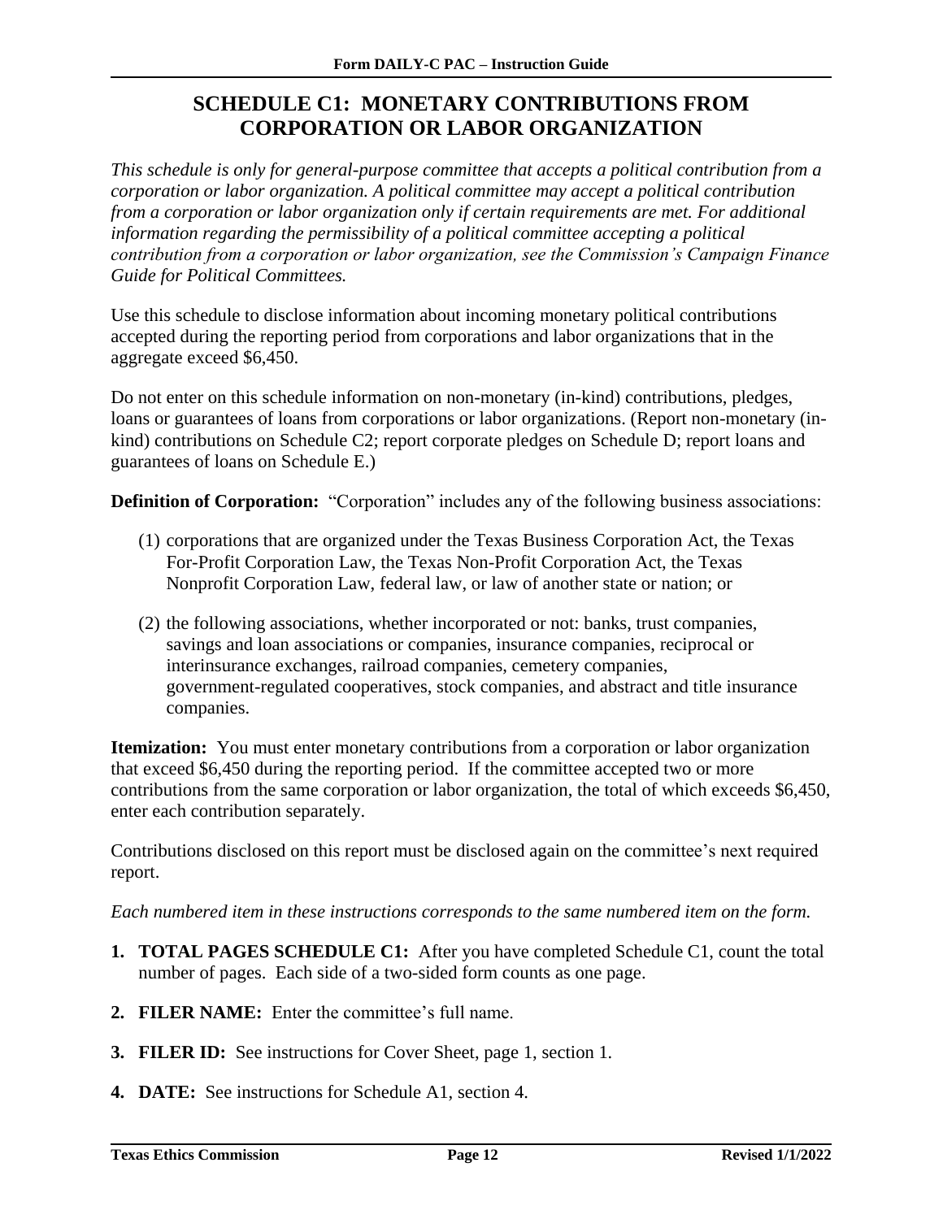# SCHEDULE C1: MONETARY CONTRIBUTIONS FROM CORPORATION OR LABOR ORGANIZATION

*This schedule is only for general-purpose committee that accepts a political contribution from a corporation or labor organization. A political committee may accept a political contribution from a corporation or labor organization only if certain requirements are met. For additional information regarding the permissibility of a political committee accepting a political contribution from a corporation or labor organization, see the Commission's Campaign Finance Guide for Political Committees.*

Use this schedule to disclose information about incoming monetary political contributions accepted during the reporting period from corporations and labor organizations that in the aggregate exceed $6,450.

Do not enter on this schedule information on non-monetary (in-kind) contributions, pledges, loans or guarantees of loans from corporations or labor organizations. (Report non-monetary (in-kind) contributions on Schedule C2; report corporate pledges on Schedule D; report loans and guarantees of loans on Schedule E.)

**Definition of Corporation:** "Corporation" includes any of the following business associations:

(1) corporations that are organized under the Texas Business Corporation Act, the Texas For-Profit Corporation Law, the Texas Non-Profit Corporation Act, the Texas Nonprofit Corporation Law, federal law, or law of another state or nation; or

(2) the following associations, whether incorporated or not: banks, trust companies, savings and loan associations or companies, insurance companies, reciprocal or interinsurance exchanges, railroad companies, cemetery companies, government-regulated cooperatives, stock companies, and abstract and title insurance companies.

**Itemization:** You must enter monetary contributions from a corporation or labor organization that exceed $6,450 during the reporting period. If the committee accepted two or more contributions from the same corporation or labor organization, the total of which exceeds $6,450, enter each contribution separately.

Contributions disclosed on this report must be disclosed again on the committee's next required report.

*Each numbered item in these instructions corresponds to the same numbered item on the form.*

1. **TOTAL PAGES SCHEDULE C1:** After you have completed Schedule C1, count the total number of pages. Each side of a two-sided form counts as one page.

2. **FILER NAME:** Enter the committee's full name.

3. **FILER ID:** See instructions for Cover Sheet, page 1, section 1.

4. **DATE:** See instructions for Schedule A1, section 4.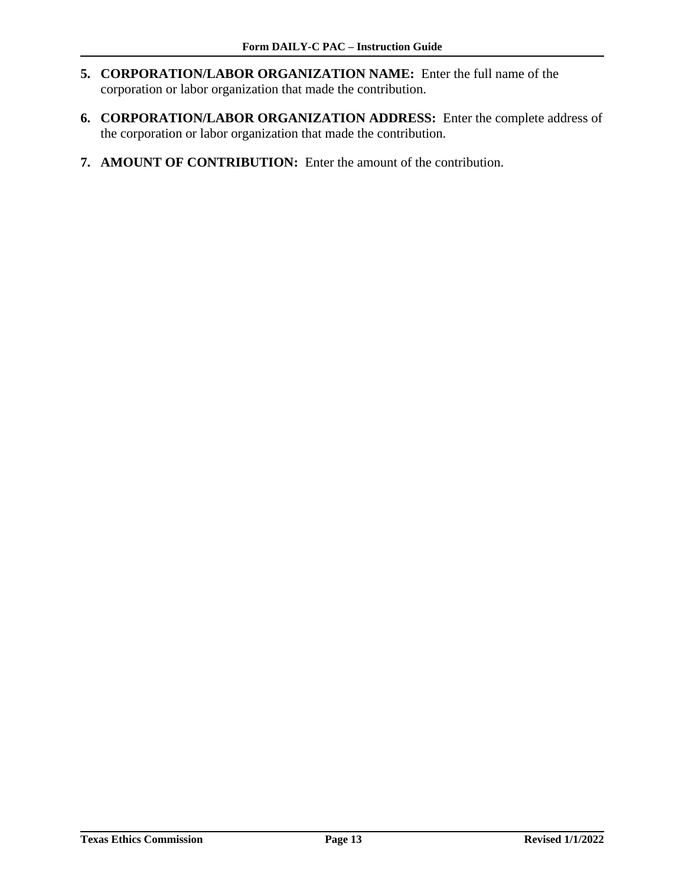5. **CORPORATION/LABOR ORGANIZATION NAME:** Enter the full name of the corporation or labor organization that made the contribution.

6. **CORPORATION/LABOR ORGANIZATION ADDRESS:** Enter the complete address of the corporation or labor organization that made the contribution.

7. **AMOUNT OF CONTRIBUTION:** Enter the amount of the contribution.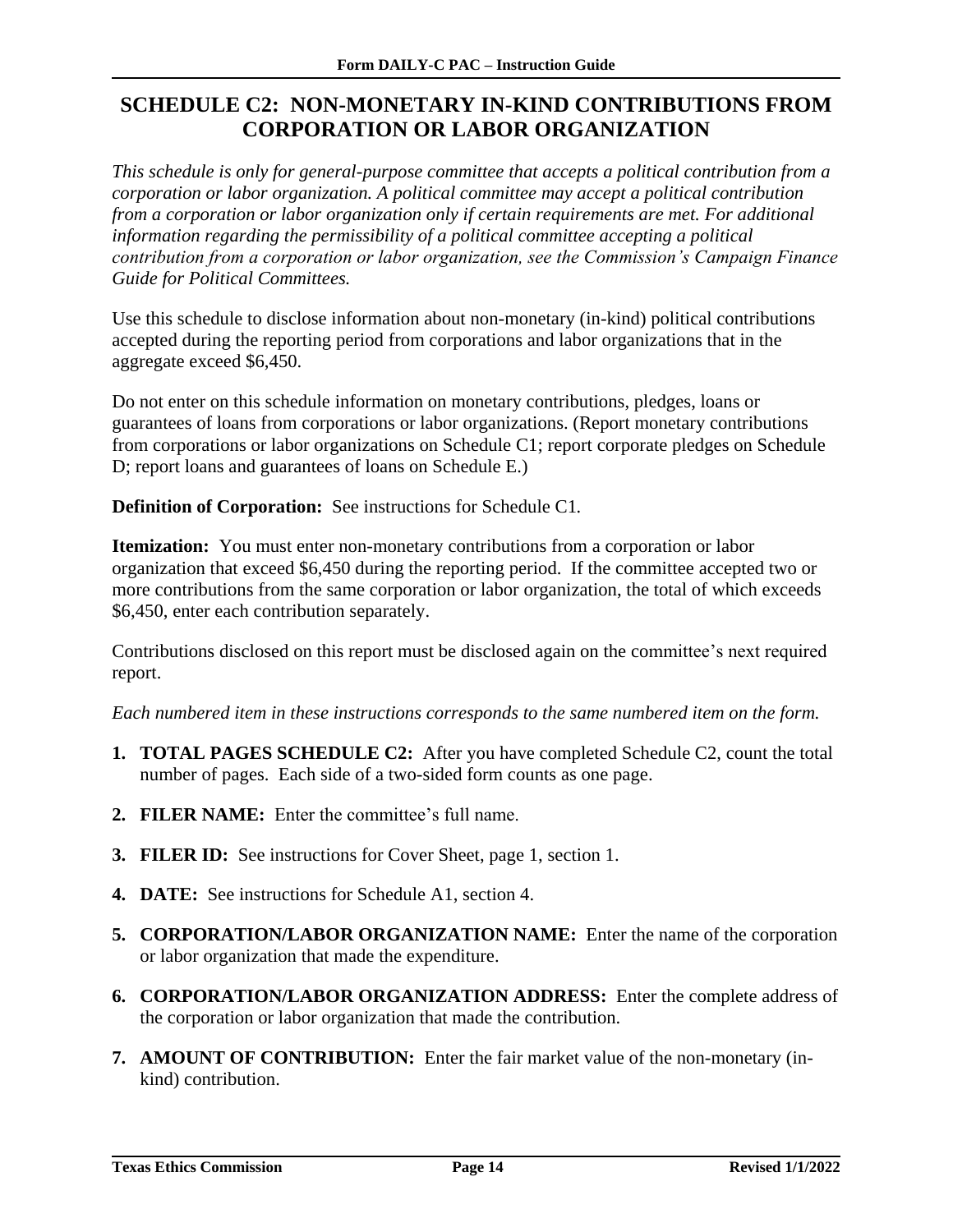## SCHEDULE C2: NON-MONETARY IN-KIND CONTRIBUTIONS FROM CORPORATION OR LABOR ORGANIZATION

*This schedule is only for general-purpose committee that accepts a political contribution from a corporation or labor organization. A political committee may accept a political contribution from a corporation or labor organization only if certain requirements are met. For additional information regarding the permissibility of a political committee accepting a political contribution from a corporation or labor organization, see the Commission's Campaign Finance Guide for Political Committees.*

Use this schedule to disclose information about non-monetary (in-kind) political contributions accepted during the reporting period from corporations and labor organizations that in the aggregate exceed $6,450.

Do not enter on this schedule information on monetary contributions, pledges, loans or guarantees of loans from corporations or labor organizations. (Report monetary contributions from corporations or labor organizations on Schedule C1; report corporate pledges on Schedule D; report loans and guarantees of loans on Schedule E.)

**Definition of Corporation:** See instructions for Schedule C1.

**Itemization:** You must enter non-monetary contributions from a corporation or labor organization that exceed $6,450 during the reporting period. If the committee accepted two or more contributions from the same corporation or labor organization, the total of which exceeds $6,450, enter each contribution separately.

Contributions disclosed on this report must be disclosed again on the committee's next required report.

*Each numbered item in these instructions corresponds to the same numbered item on the form.*

1. **TOTAL PAGES SCHEDULE C2:** After you have completed Schedule C2, count the total number of pages. Each side of a two-sided form counts as one page.
2. **FILER NAME:** Enter the committee's full name.
3. **FILER ID:** See instructions for Cover Sheet, page 1, section 1.
4. **DATE:** See instructions for Schedule A1, section 4.
5. **CORPORATION/LABOR ORGANIZATION NAME:** Enter the name of the corporation or labor organization that made the expenditure.
6. **CORPORATION/LABOR ORGANIZATION ADDRESS:** Enter the complete address of the corporation or labor organization that made the contribution.
7. **AMOUNT OF CONTRIBUTION:** Enter the fair market value of the non-monetary (in-kind) contribution.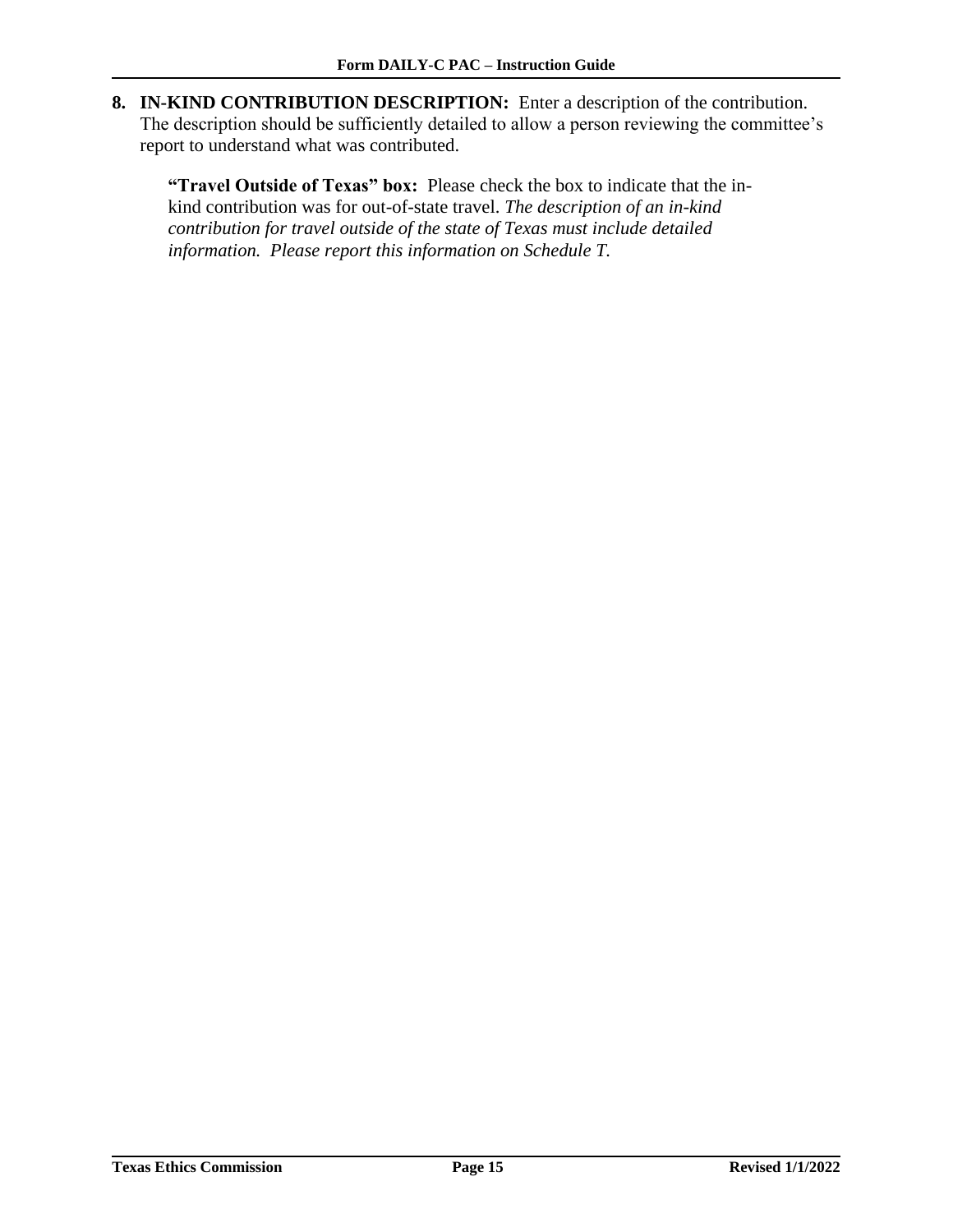**8. IN-KIND CONTRIBUTION DESCRIPTION:** Enter a description of the contribution. The description should be sufficiently detailed to allow a person reviewing the committee's report to understand what was contributed.

**"Travel Outside of Texas" box:** Please check the box to indicate that the in-kind contribution was for out-of-state travel. *The description of an in-kind contribution for travel outside of the state of Texas must include detailed information. Please report this information on Schedule T.*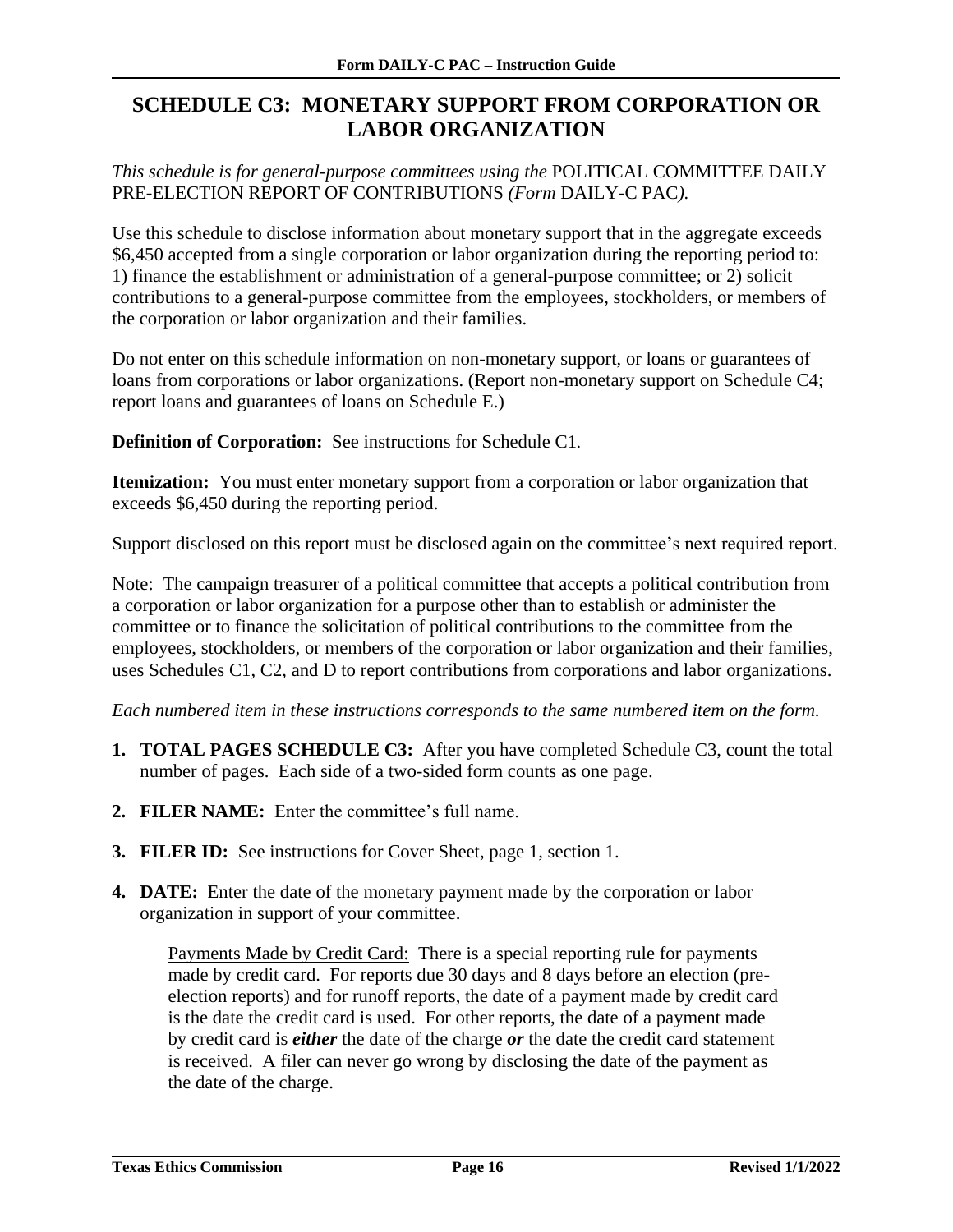## SCHEDULE C3: MONETARY SUPPORT FROM CORPORATION OR LABOR ORGANIZATION

*This schedule is for general-purpose committees using the* POLITICAL COMMITTEE DAILY PRE-ELECTION REPORT OF CONTRIBUTIONS *(Form* DAILY-C PAC*).*

Use this schedule to disclose information about monetary support that in the aggregate exceeds $6,450 accepted from a single corporation or labor organization during the reporting period to: 1) finance the establishment or administration of a general-purpose committee; or 2) solicit contributions to a general-purpose committee from the employees, stockholders, or members of the corporation or labor organization and their families.

Do not enter on this schedule information on non-monetary support, or loans or guarantees of loans from corporations or labor organizations. (Report non-monetary support on Schedule C4; report loans and guarantees of loans on Schedule E.)

**Definition of Corporation:** See instructions for Schedule C1.

**Itemization:** You must enter monetary support from a corporation or labor organization that exceeds $6,450 during the reporting period.

Support disclosed on this report must be disclosed again on the committee's next required report.

Note: The campaign treasurer of a political committee that accepts a political contribution from a corporation or labor organization for a purpose other than to establish or administer the committee or to finance the solicitation of political contributions to the committee from the employees, stockholders, or members of the corporation or labor organization and their families, uses Schedules C1, C2, and D to report contributions from corporations and labor organizations.

*Each numbered item in these instructions corresponds to the same numbered item on the form.*

1. **TOTAL PAGES SCHEDULE C3:** After you have completed Schedule C3, count the total number of pages. Each side of a two-sided form counts as one page.
2. **FILER NAME:** Enter the committee's full name.
3. **FILER ID:** See instructions for Cover Sheet, page 1, section 1.
4. **DATE:** Enter the date of the monetary payment made by the corporation or labor organization in support of your committee.

   Payments Made by Credit Card: There is a special reporting rule for payments made by credit card. For reports due 30 days and 8 days before an election (pre-election reports) and for runoff reports, the date of a payment made by credit card is the date the credit card is used. For other reports, the date of a payment made by credit card is ***either*** the date of the charge ***or*** the date the credit card statement is received. A filer can never go wrong by disclosing the date of the payment as the date of the charge.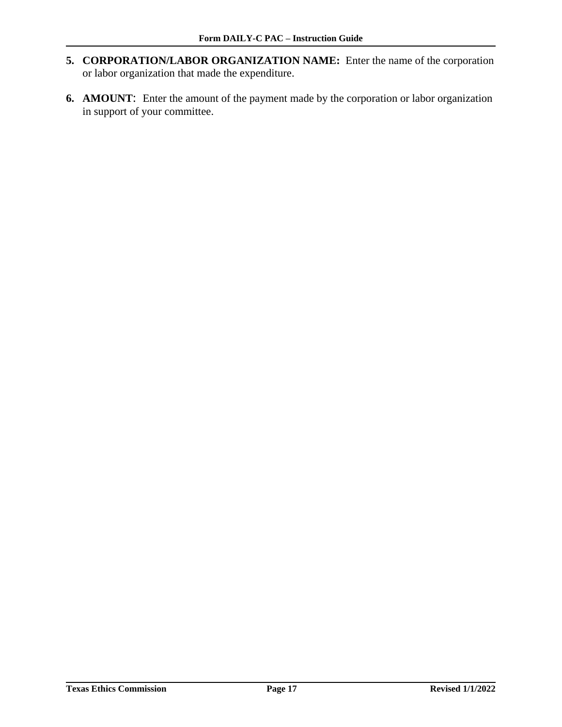5. **CORPORATION/LABOR ORGANIZATION NAME:** Enter the name of the corporation or labor organization that made the expenditure.

6. **AMOUNT**: Enter the amount of the payment made by the corporation or labor organization in support of your committee.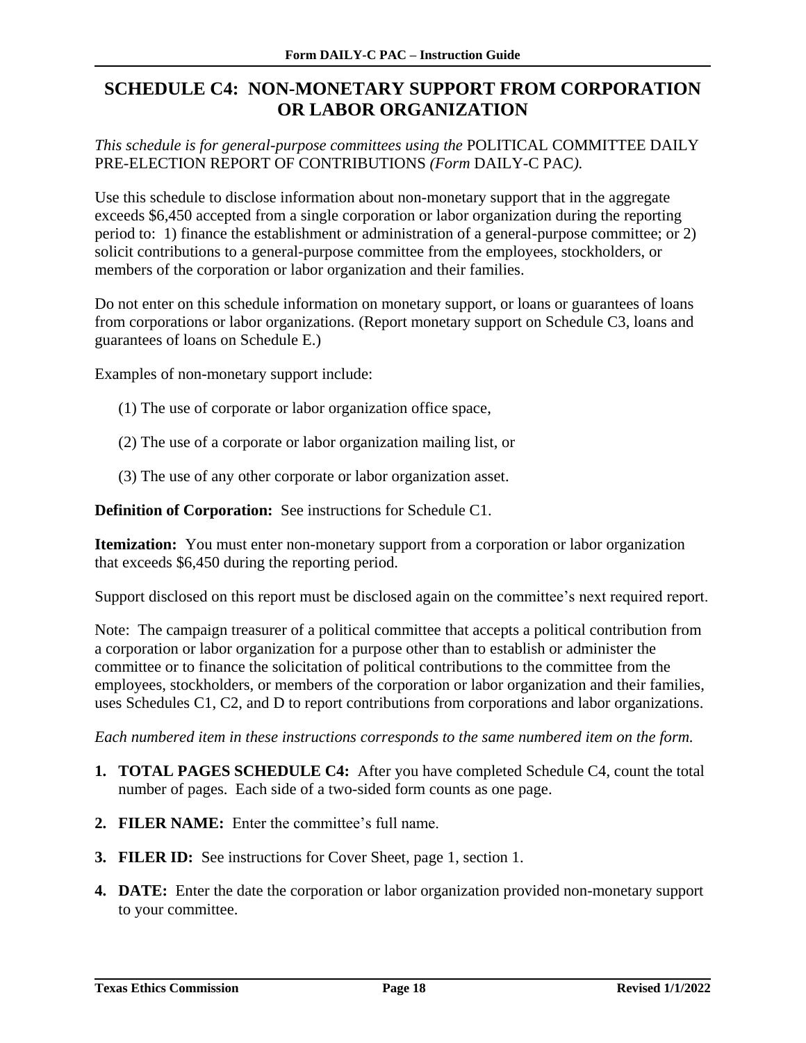# SCHEDULE C4: NON-MONETARY SUPPORT FROM CORPORATION OR LABOR ORGANIZATION

*This schedule is for general-purpose committees using the* POLITICAL COMMITTEE DAILY PRE-ELECTION REPORT OF CONTRIBUTIONS *(Form* DAILY-C PAC*).*

Use this schedule to disclose information about non-monetary support that in the aggregate exceeds $6,450 accepted from a single corporation or labor organization during the reporting period to: 1) finance the establishment or administration of a general-purpose committee; or 2) solicit contributions to a general-purpose committee from the employees, stockholders, or members of the corporation or labor organization and their families.

Do not enter on this schedule information on monetary support, or loans or guarantees of loans from corporations or labor organizations. (Report monetary support on Schedule C3, loans and guarantees of loans on Schedule E.)

Examples of non-monetary support include:

(1) The use of corporate or labor organization office space,

(2) The use of a corporate or labor organization mailing list, or

(3) The use of any other corporate or labor organization asset.

**Definition of Corporation:** See instructions for Schedule C1.

**Itemization:** You must enter non-monetary support from a corporation or labor organization that exceeds $6,450 during the reporting period.

Support disclosed on this report must be disclosed again on the committee's next required report.

Note: The campaign treasurer of a political committee that accepts a political contribution from a corporation or labor organization for a purpose other than to establish or administer the committee or to finance the solicitation of political contributions to the committee from the employees, stockholders, or members of the corporation or labor organization and their families, uses Schedules C1, C2, and D to report contributions from corporations and labor organizations.

*Each numbered item in these instructions corresponds to the same numbered item on the form.*

1. **TOTAL PAGES SCHEDULE C4:** After you have completed Schedule C4, count the total number of pages. Each side of a two-sided form counts as one page.
2. **FILER NAME:** Enter the committee's full name.
3. **FILER ID:** See instructions for Cover Sheet, page 1, section 1.
4. **DATE:** Enter the date the corporation or labor organization provided non-monetary support to your committee.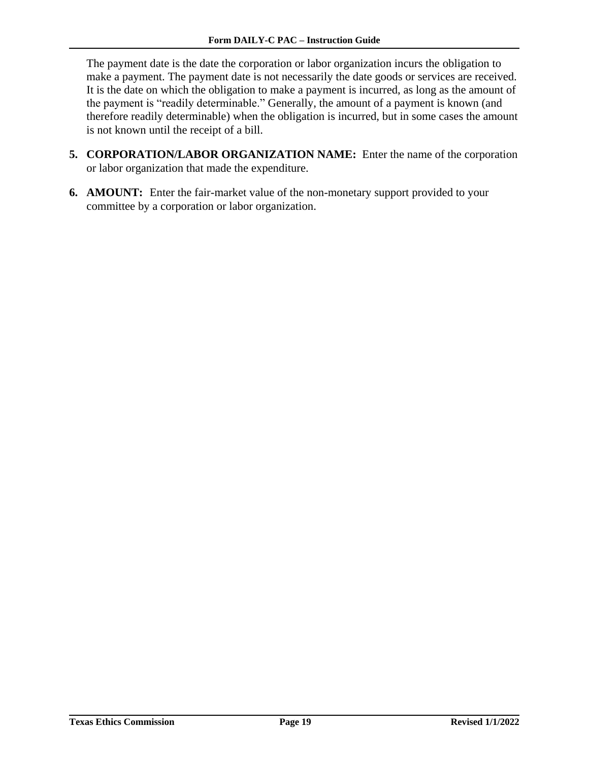The payment date is the date the corporation or labor organization incurs the obligation to make a payment. The payment date is not necessarily the date goods or services are received. It is the date on which the obligation to make a payment is incurred, as long as the amount of the payment is "readily determinable." Generally, the amount of a payment is known (and therefore readily determinable) when the obligation is incurred, but in some cases the amount is not known until the receipt of a bill.

5. **CORPORATION/LABOR ORGANIZATION NAME:** Enter the name of the corporation or labor organization that made the expenditure.

6. **AMOUNT:** Enter the fair-market value of the non-monetary support provided to your committee by a corporation or labor organization.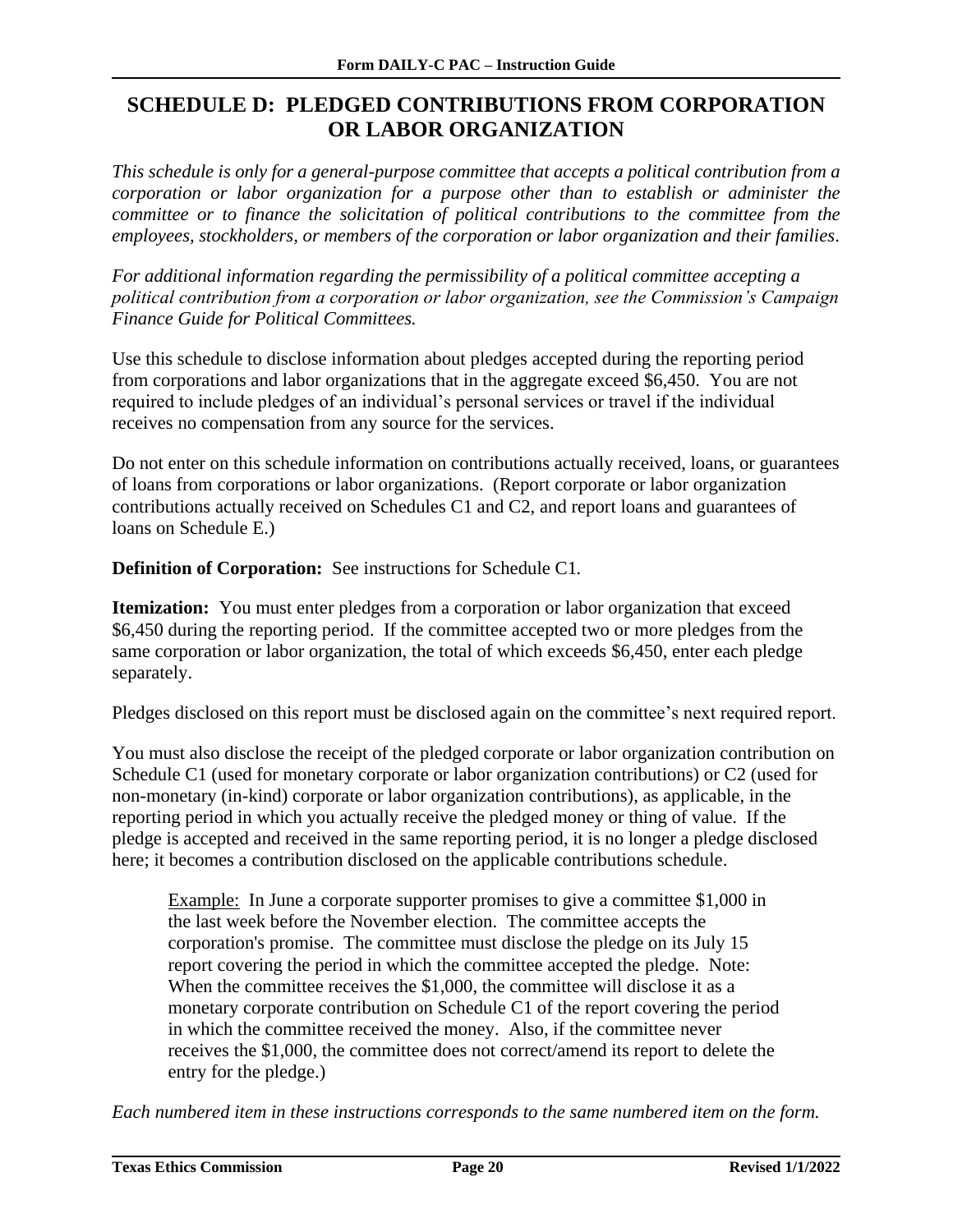# SCHEDULE D: PLEDGED CONTRIBUTIONS FROM CORPORATION OR LABOR ORGANIZATION

*This schedule is only for a general-purpose committee that accepts a political contribution from a corporation or labor organization for a purpose other than to establish or administer the committee or to finance the solicitation of political contributions to the committee from the employees, stockholders, or members of the corporation or labor organization and their families.*

*For additional information regarding the permissibility of a political committee accepting a political contribution from a corporation or labor organization, see the Commission's Campaign Finance Guide for Political Committees.*

Use this schedule to disclose information about pledges accepted during the reporting period from corporations and labor organizations that in the aggregate exceed $6,450. You are not required to include pledges of an individual's personal services or travel if the individual receives no compensation from any source for the services.

Do not enter on this schedule information on contributions actually received, loans, or guarantees of loans from corporations or labor organizations. (Report corporate or labor organization contributions actually received on Schedules C1 and C2, and report loans and guarantees of loans on Schedule E.)

**Definition of Corporation:** See instructions for Schedule C1.

**Itemization:** You must enter pledges from a corporation or labor organization that exceed $6,450 during the reporting period. If the committee accepted two or more pledges from the same corporation or labor organization, the total of which exceeds $6,450, enter each pledge separately.

Pledges disclosed on this report must be disclosed again on the committee's next required report.

You must also disclose the receipt of the pledged corporate or labor organization contribution on Schedule C1 (used for monetary corporate or labor organization contributions) or C2 (used for non-monetary (in-kind) corporate or labor organization contributions), as applicable, in the reporting period in which you actually receive the pledged money or thing of value. If the pledge is accepted and received in the same reporting period, it is no longer a pledge disclosed here; it becomes a contribution disclosed on the applicable contributions schedule.

> Example: In June a corporate supporter promises to give a committee $1,000 in the last week before the November election. The committee accepts the corporation's promise. The committee must disclose the pledge on its July 15 report covering the period in which the committee accepted the pledge. Note: When the committee receives the $1,000, the committee will disclose it as a monetary corporate contribution on Schedule C1 of the report covering the period in which the committee received the money. Also, if the committee never receives the $1,000, the committee does not correct/amend its report to delete the entry for the pledge.)

*Each numbered item in these instructions corresponds to the same numbered item on the form.*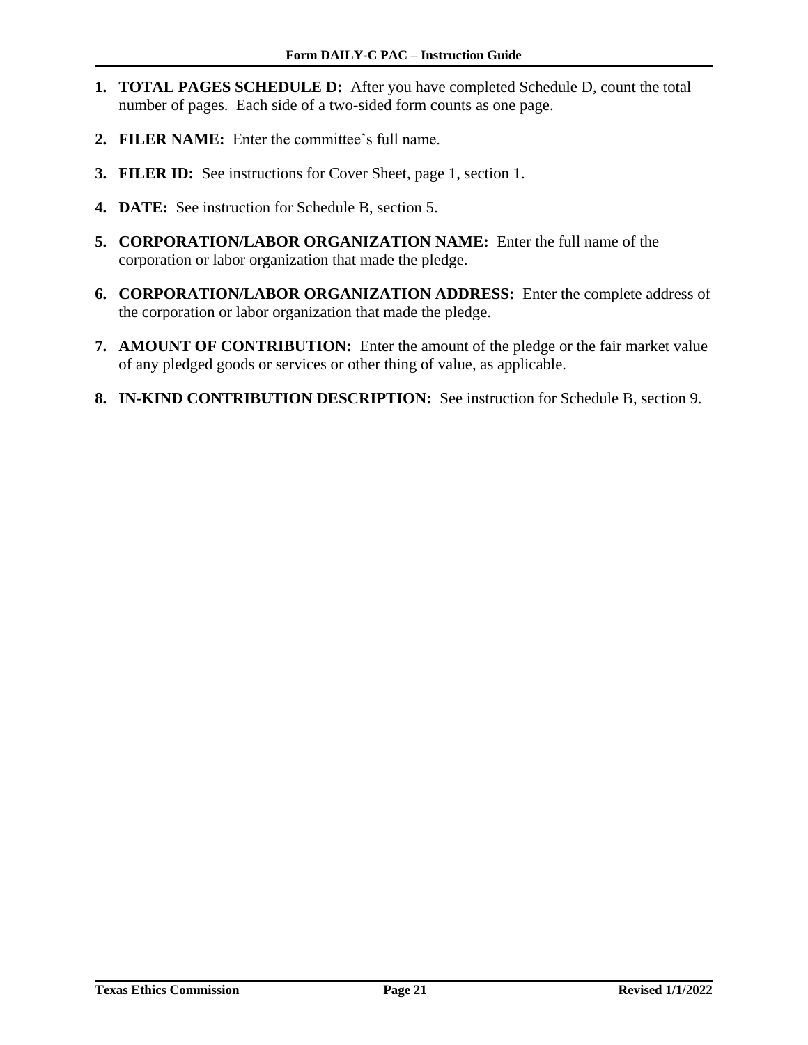1. **TOTAL PAGES SCHEDULE D:** After you have completed Schedule D, count the total number of pages. Each side of a two-sided form counts as one page.

2. **FILER NAME:** Enter the committee's full name.

3. **FILER ID:** See instructions for Cover Sheet, page 1, section 1.

4. **DATE:** See instruction for Schedule B, section 5.

5. **CORPORATION/LABOR ORGANIZATION NAME:** Enter the full name of the corporation or labor organization that made the pledge.

6. **CORPORATION/LABOR ORGANIZATION ADDRESS:** Enter the complete address of the corporation or labor organization that made the pledge.

7. **AMOUNT OF CONTRIBUTION:** Enter the amount of the pledge or the fair market value of any pledged goods or services or other thing of value, as applicable.

8. **IN-KIND CONTRIBUTION DESCRIPTION:** See instruction for Schedule B, section 9.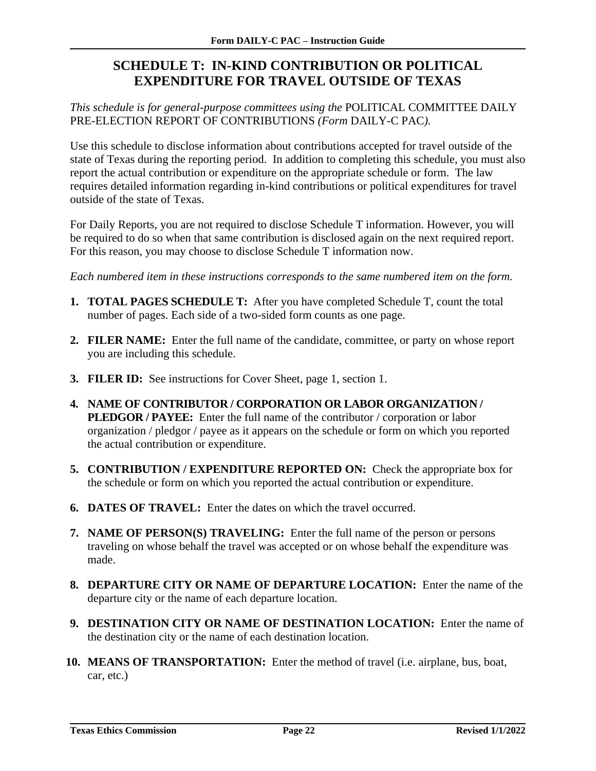# SCHEDULE T: IN-KIND CONTRIBUTION OR POLITICAL EXPENDITURE FOR TRAVEL OUTSIDE OF TEXAS

*This schedule is for general-purpose committees using the* POLITICAL COMMITTEE DAILY PRE-ELECTION REPORT OF CONTRIBUTIONS *(Form* DAILY-C PAC*).*

Use this schedule to disclose information about contributions accepted for travel outside of the state of Texas during the reporting period. In addition to completing this schedule, you must also report the actual contribution or expenditure on the appropriate schedule or form. The law requires detailed information regarding in-kind contributions or political expenditures for travel outside of the state of Texas.

For Daily Reports, you are not required to disclose Schedule T information. However, you will be required to do so when that same contribution is disclosed again on the next required report. For this reason, you may choose to disclose Schedule T information now.

*Each numbered item in these instructions corresponds to the same numbered item on the form.*

1. **TOTAL PAGES SCHEDULE T:** After you have completed Schedule T, count the total number of pages. Each side of a two-sided form counts as one page.

2. **FILER NAME:** Enter the full name of the candidate, committee, or party on whose report you are including this schedule.

3. **FILER ID:** See instructions for Cover Sheet, page 1, section 1.

4. **NAME OF CONTRIBUTOR / CORPORATION OR LABOR ORGANIZATION / PLEDGOR / PAYEE:** Enter the full name of the contributor / corporation or labor organization / pledgor / payee as it appears on the schedule or form on which you reported the actual contribution or expenditure.

5. **CONTRIBUTION / EXPENDITURE REPORTED ON:** Check the appropriate box for the schedule or form on which you reported the actual contribution or expenditure.

6. **DATES OF TRAVEL:** Enter the dates on which the travel occurred.

7. **NAME OF PERSON(S) TRAVELING:** Enter the full name of the person or persons traveling on whose behalf the travel was accepted or on whose behalf the expenditure was made.

8. **DEPARTURE CITY OR NAME OF DEPARTURE LOCATION:** Enter the name of the departure city or the name of each departure location.

9. **DESTINATION CITY OR NAME OF DESTINATION LOCATION:** Enter the name of the destination city or the name of each destination location.

10. **MEANS OF TRANSPORTATION:** Enter the method of travel (i.e. airplane, bus, boat, car, etc.)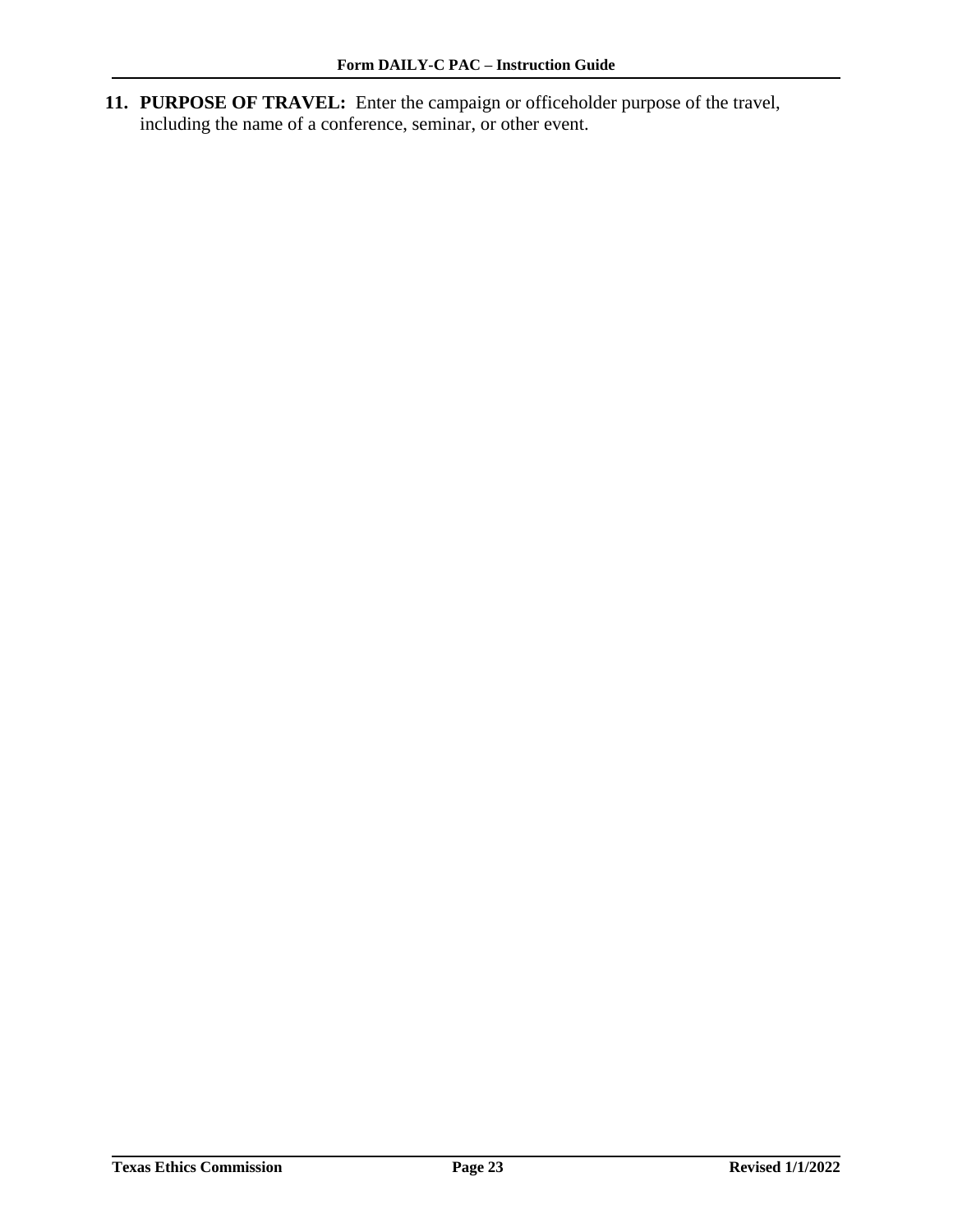11. **PURPOSE OF TRAVEL:** Enter the campaign or officeholder purpose of the travel, including the name of a conference, seminar, or other event.